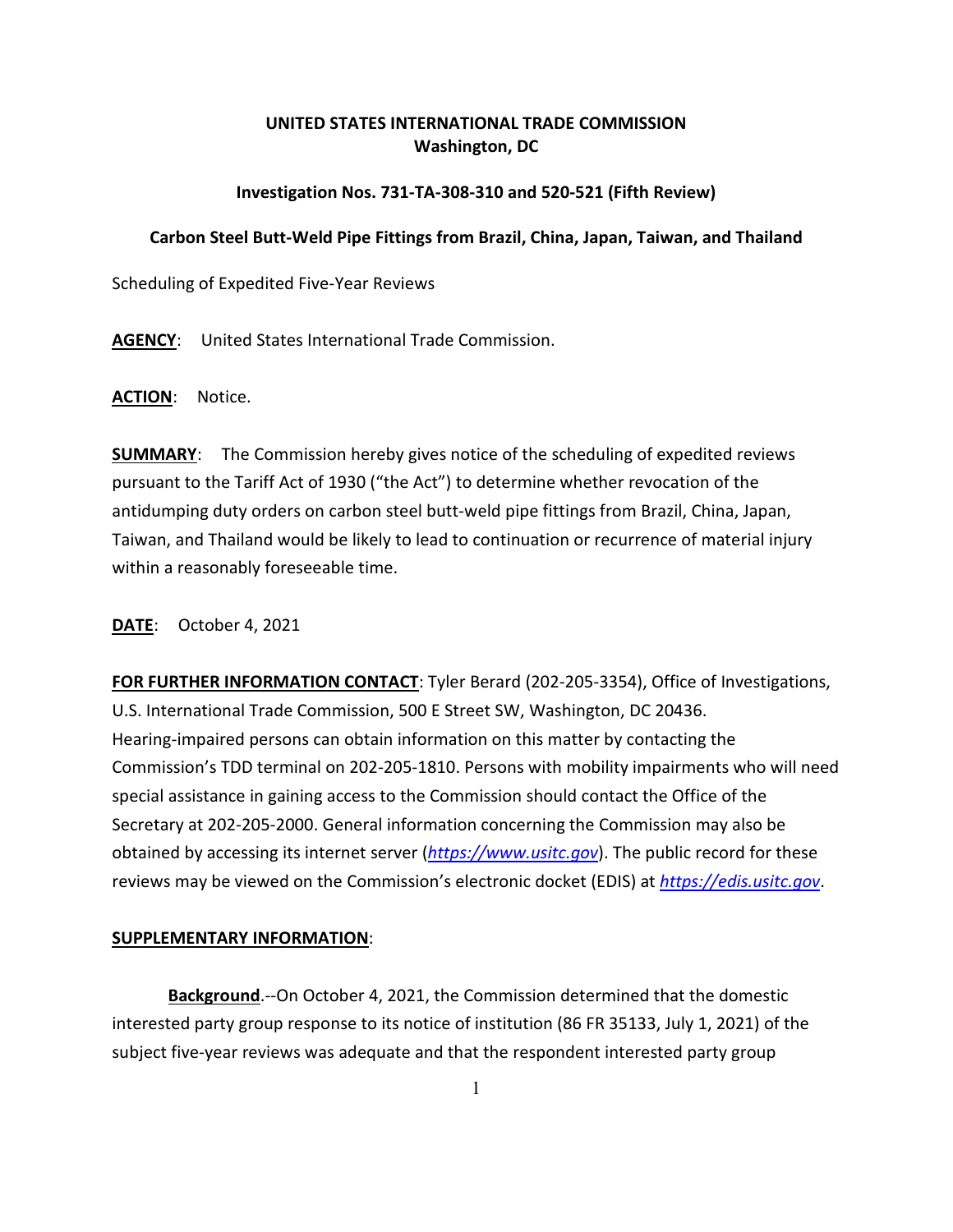**UNITED STATES INTERNATIONAL TRADE COMMISSION**
**Washington, DC**

**Investigation Nos. 731-TA-308-310 and 520-521 (Fifth Review)**

**Carbon Steel Butt-Weld Pipe Fittings from Brazil, China, Japan, Taiwan, and Thailand**

Scheduling of Expedited Five-Year Reviews

**AGENCY**: United States International Trade Commission.

**ACTION**: Notice.

**SUMMARY**: The Commission hereby gives notice of the scheduling of expedited reviews pursuant to the Tariff Act of 1930 ("the Act") to determine whether revocation of the antidumping duty orders on carbon steel butt-weld pipe fittings from Brazil, China, Japan, Taiwan, and Thailand would be likely to lead to continuation or recurrence of material injury within a reasonably foreseeable time.

**DATE**: October 4, 2021

**FOR FURTHER INFORMATION CONTACT**: Tyler Berard (202-205-3354), Office of Investigations, U.S. International Trade Commission, 500 E Street SW, Washington, DC 20436. Hearing-impaired persons can obtain information on this matter by contacting the Commission's TDD terminal on 202-205-1810. Persons with mobility impairments who will need special assistance in gaining access to the Commission should contact the Office of the Secretary at 202-205-2000. General information concerning the Commission may also be obtained by accessing its internet server (*https://www.usitc.gov*). The public record for these reviews may be viewed on the Commission's electronic docket (EDIS) at *https://edis.usitc.gov*.

**SUPPLEMENTARY INFORMATION**:

**Background**.--On October 4, 2021, the Commission determined that the domestic interested party group response to its notice of institution (86 FR 35133, July 1, 2021) of the subject five-year reviews was adequate and that the respondent interested party group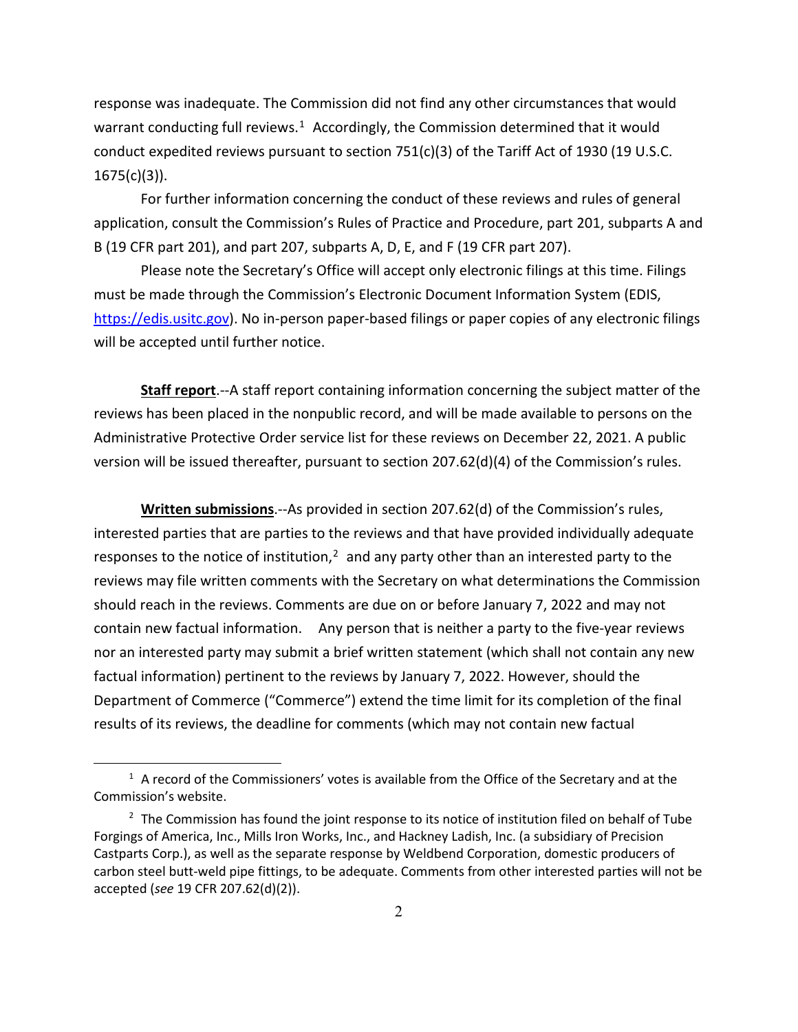response was inadequate. The Commission did not find any other circumstances that would warrant conducting full reviews.[1] Accordingly, the Commission determined that it would conduct expedited reviews pursuant to section 751(c)(3) of the Tariff Act of 1930 (19 U.S.C. 1675(c)(3)).

For further information concerning the conduct of these reviews and rules of general application, consult the Commission's Rules of Practice and Procedure, part 201, subparts A and B (19 CFR part 201), and part 207, subparts A, D, E, and F (19 CFR part 207).

Please note the Secretary's Office will accept only electronic filings at this time. Filings must be made through the Commission's Electronic Document Information System (EDIS, https://edis.usitc.gov). No in-person paper-based filings or paper copies of any electronic filings will be accepted until further notice.

**Staff report**.--A staff report containing information concerning the subject matter of the reviews has been placed in the nonpublic record, and will be made available to persons on the Administrative Protective Order service list for these reviews on December 22, 2021. A public version will be issued thereafter, pursuant to section 207.62(d)(4) of the Commission's rules.

**Written submissions**.--As provided in section 207.62(d) of the Commission's rules, interested parties that are parties to the reviews and that have provided individually adequate responses to the notice of institution,[2] and any party other than an interested party to the reviews may file written comments with the Secretary on what determinations the Commission should reach in the reviews. Comments are due on or before January 7, 2022 and may not contain new factual information. Any person that is neither a party to the five-year reviews nor an interested party may submit a brief written statement (which shall not contain any new factual information) pertinent to the reviews by January 7, 2022. However, should the Department of Commerce ("Commerce") extend the time limit for its completion of the final results of its reviews, the deadline for comments (which may not contain new factual

---

[1] A record of the Commissioners' votes is available from the Office of the Secretary and at the Commission's website.

[2] The Commission has found the joint response to its notice of institution filed on behalf of Tube Forgings of America, Inc., Mills Iron Works, Inc., and Hackney Ladish, Inc. (a subsidiary of Precision Castparts Corp.), as well as the separate response by Weldbend Corporation, domestic producers of carbon steel butt-weld pipe fittings, to be adequate. Comments from other interested parties will not be accepted (*see* 19 CFR 207.62(d)(2)).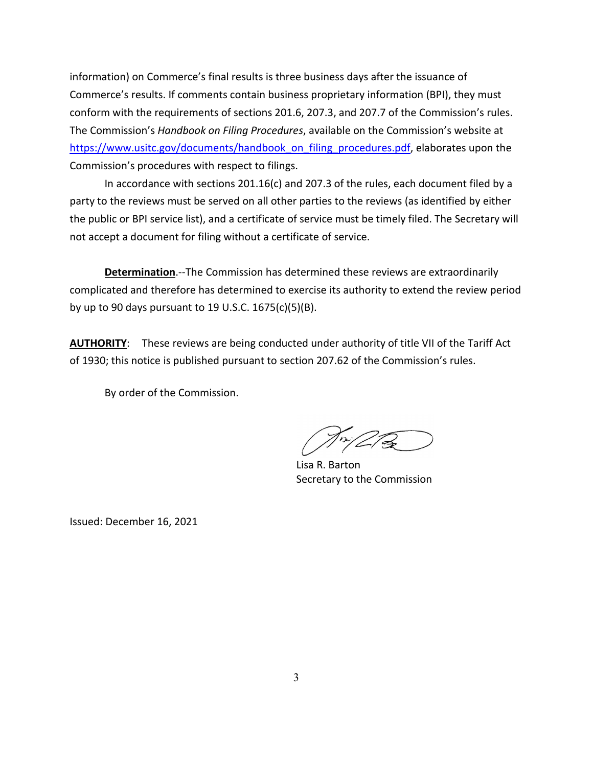information) on Commerce's final results is three business days after the issuance of Commerce's results. If comments contain business proprietary information (BPI), they must conform with the requirements of sections 201.6, 207.3, and 207.7 of the Commission's rules. The Commission's *Handbook on Filing Procedures*, available on the Commission's website at https://www.usitc.gov/documents/handbook_on_filing_procedures.pdf, elaborates upon the Commission's procedures with respect to filings.

In accordance with sections 201.16(c) and 207.3 of the rules, each document filed by a party to the reviews must be served on all other parties to the reviews (as identified by either the public or BPI service list), and a certificate of service must be timely filed. The Secretary will not accept a document for filing without a certificate of service.

**Determination**.--The Commission has determined these reviews are extraordinarily complicated and therefore has determined to exercise its authority to extend the review period by up to 90 days pursuant to 19 U.S.C. 1675(c)(5)(B).

**AUTHORITY**: These reviews are being conducted under authority of title VII of the Tariff Act of 1930; this notice is published pursuant to section 207.62 of the Commission's rules.

By order of the Commission.

Lisa R. Barton
Secretary to the Commission

Issued: December 16, 2021